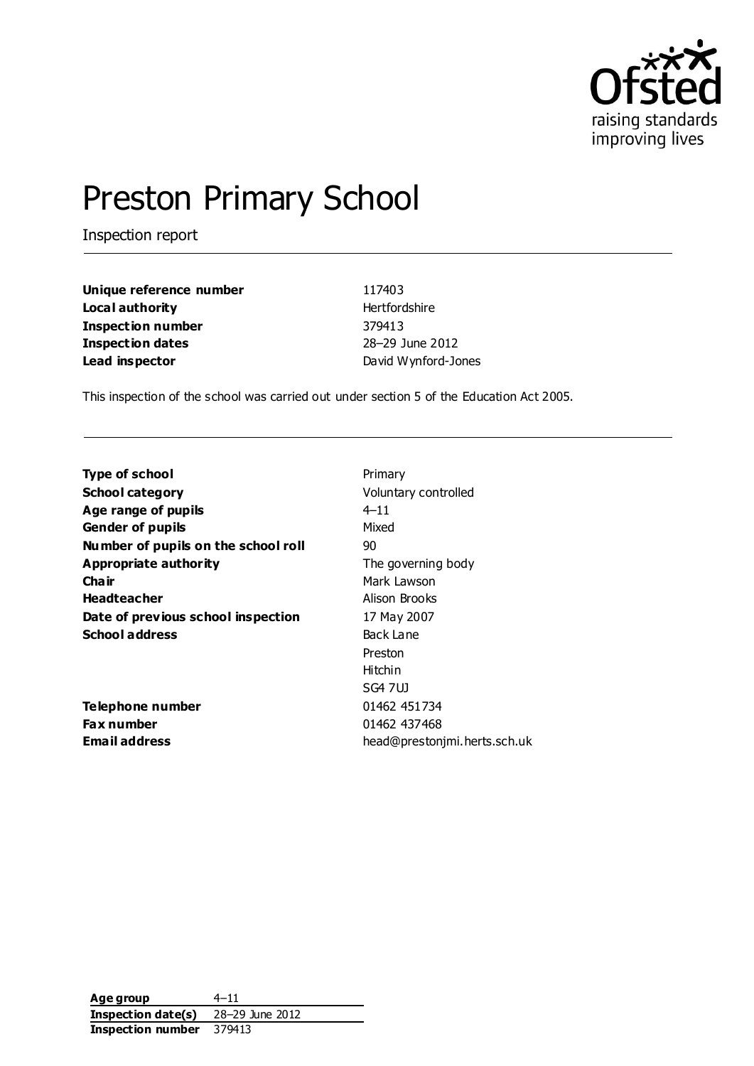# Preston Primary School

Inspection report

| | |
|---|---|
| **Unique reference number** | 117403 |
| **Local authority** | Hertfordshire |
| **Inspection number** | 379413 |
| **Inspection dates** | 28–29 June 2012 |
| **Lead inspector** | David Wynford-Jones |

This inspection of the school was carried out under section 5 of the Education Act 2005.

| | |
|---|---|
| **Type of school** | Primary |
| **School category** | Voluntary controlled |
| **Age range of pupils** | 4–11 |
| **Gender of pupils** | Mixed |
| **Number of pupils on the school roll** | 90 |
| **Appropriate authority** | The governing body |
| **Chair** | Mark Lawson |
| **Headteacher** | Alison Brooks |
| **Date of previous school inspection** | 17 May 2007 |
| **School address** | Back Lane<br>Preston<br>Hitchin<br>SG4 7UJ |
| **Telephone number** | 01462 451734 |
| **Fax number** | 01462 437468 |
| **Email address** | head@prestonjmi.herts.sch.uk |

| | |
|---|---|
| **Age group** | 4–11 |
| **Inspection date(s)** | 28–29 June 2012 |
| **Inspection number** | 379413 |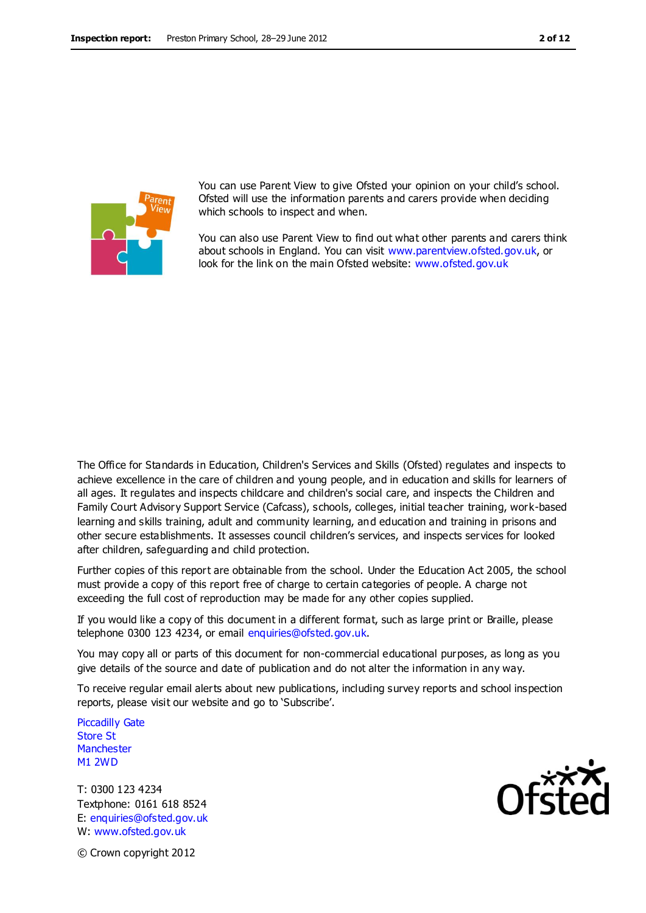You can use Parent View to give Ofsted your opinion on your child's school. Ofsted will use the information parents and carers provide when deciding which schools to inspect and when.

You can also use Parent View to find out what other parents and carers think about schools in England. You can visit www.parentview.ofsted.gov.uk, or look for the link on the main Ofsted website: www.ofsted.gov.uk

The Office for Standards in Education, Children's Services and Skills (Ofsted) regulates and inspects to achieve excellence in the care of children and young people, and in education and skills for learners of all ages. It regulates and inspects childcare and children's social care, and inspects the Children and Family Court Advisory Support Service (Cafcass), schools, colleges, initial teacher training, work-based learning and skills training, adult and community learning, and education and training in prisons and other secure establishments. It assesses council children's services, and inspects services for looked after children, safeguarding and child protection.

Further copies of this report are obtainable from the school. Under the Education Act 2005, the school must provide a copy of this report free of charge to certain categories of people. A charge not exceeding the full cost of reproduction may be made for any other copies supplied.

If you would like a copy of this document in a different format, such as large print or Braille, please telephone 0300 123 4234, or email enquiries@ofsted.gov.uk.

You may copy all or parts of this document for non-commercial educational purposes, as long as you give details of the source and date of publication and do not alter the information in any way.

To receive regular email alerts about new publications, including survey reports and school inspection reports, please visit our website and go to 'Subscribe'.

Piccadilly Gate
Store St
Manchester
M1 2WD

T: 0300 123 4234
Textphone: 0161 618 8524
E: enquiries@ofsted.gov.uk
W: www.ofsted.gov.uk

© Crown copyright 2012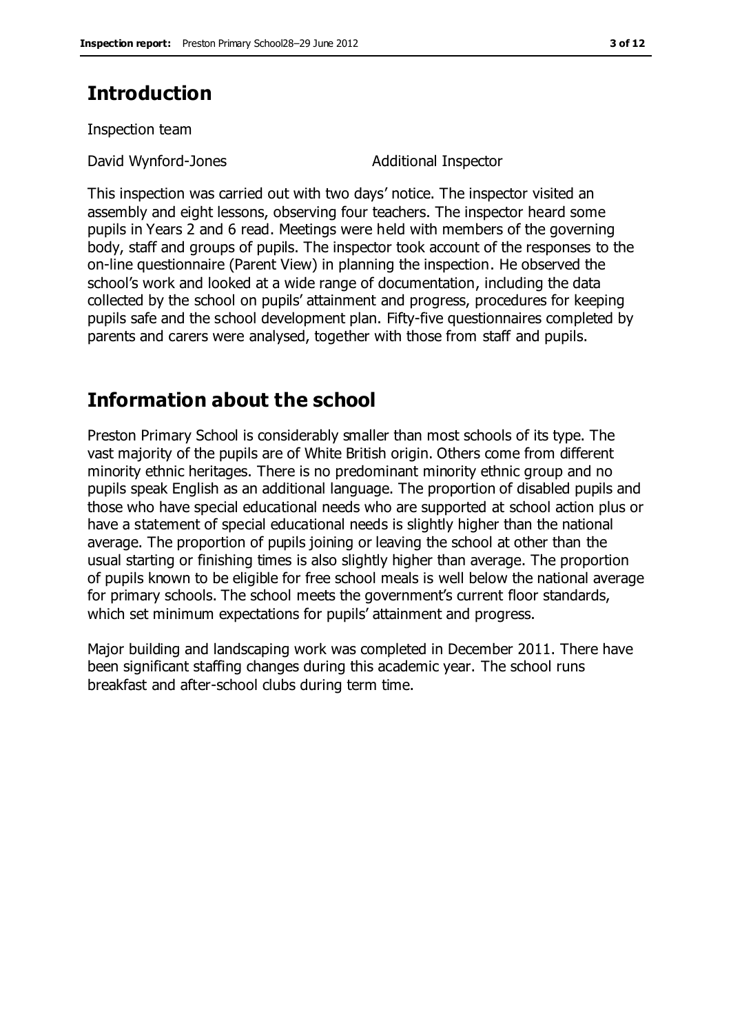## Introduction

Inspection team

| | |
|---|---|
| David Wynford-Jones | Additional Inspector |

This inspection was carried out with two days' notice. The inspector visited an assembly and eight lessons, observing four teachers. The inspector heard some pupils in Years 2 and 6 read. Meetings were held with members of the governing body, staff and groups of pupils. The inspector took account of the responses to the on-line questionnaire (Parent View) in planning the inspection. He observed the school's work and looked at a wide range of documentation, including the data collected by the school on pupils' attainment and progress, procedures for keeping pupils safe and the school development plan. Fifty-five questionnaires completed by parents and carers were analysed, together with those from staff and pupils.

## Information about the school

Preston Primary School is considerably smaller than most schools of its type. The vast majority of the pupils are of White British origin. Others come from different minority ethnic heritages. There is no predominant minority ethnic group and no pupils speak English as an additional language. The proportion of disabled pupils and those who have special educational needs who are supported at school action plus or have a statement of special educational needs is slightly higher than the national average. The proportion of pupils joining or leaving the school at other than the usual starting or finishing times is also slightly higher than average. The proportion of pupils known to be eligible for free school meals is well below the national average for primary schools. The school meets the government's current floor standards, which set minimum expectations for pupils' attainment and progress.

Major building and landscaping work was completed in December 2011. There have been significant staffing changes during this academic year. The school runs breakfast and after-school clubs during term time.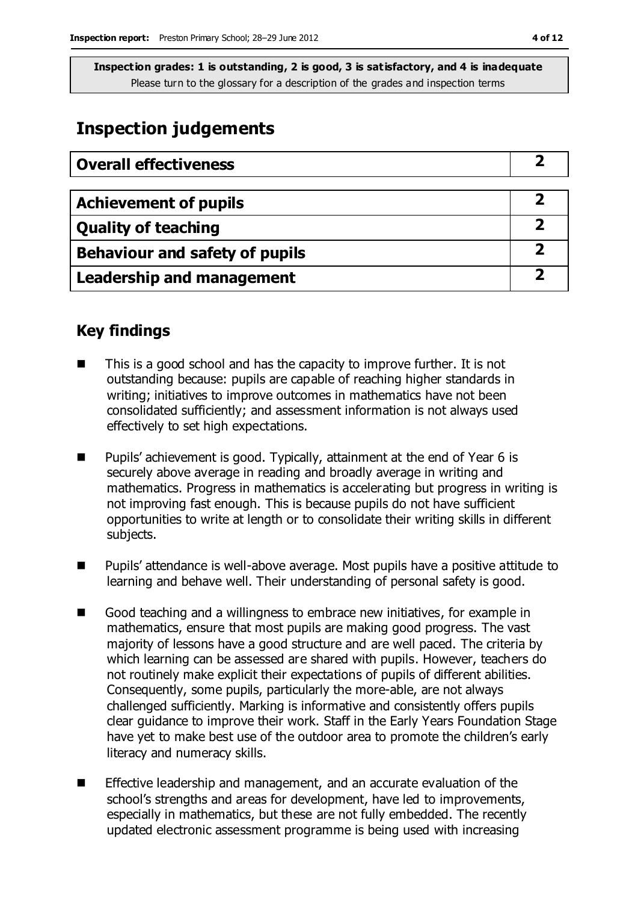**Inspection grades: 1 is outstanding, 2 is good, 3 is satisfactory, and 4 is inadequate**
Please turn to the glossary for a description of the grades and inspection terms

# Inspection judgements

| | |
|---|---|
| **Overall effectiveness** | **2** |

| | |
|---|---|
| **Achievement of pupils** | **2** |
| **Quality of teaching** | **2** |
| **Behaviour and safety of pupils** | **2** |
| **Leadership and management** | **2** |

## Key findings

- This is a good school and has the capacity to improve further. It is not outstanding because: pupils are capable of reaching higher standards in writing; initiatives to improve outcomes in mathematics have not been consolidated sufficiently; and assessment information is not always used effectively to set high expectations.
- Pupils' achievement is good. Typically, attainment at the end of Year 6 is securely above average in reading and broadly average in writing and mathematics. Progress in mathematics is accelerating but progress in writing is not improving fast enough. This is because pupils do not have sufficient opportunities to write at length or to consolidate their writing skills in different subjects.
- Pupils' attendance is well-above average. Most pupils have a positive attitude to learning and behave well. Their understanding of personal safety is good.
- Good teaching and a willingness to embrace new initiatives, for example in mathematics, ensure that most pupils are making good progress. The vast majority of lessons have a good structure and are well paced. The criteria by which learning can be assessed are shared with pupils. However, teachers do not routinely make explicit their expectations of pupils of different abilities. Consequently, some pupils, particularly the more-able, are not always challenged sufficiently. Marking is informative and consistently offers pupils clear guidance to improve their work. Staff in the Early Years Foundation Stage have yet to make best use of the outdoor area to promote the children's early literacy and numeracy skills.
- Effective leadership and management, and an accurate evaluation of the school's strengths and areas for development, have led to improvements, especially in mathematics, but these are not fully embedded. The recently updated electronic assessment programme is being used with increasing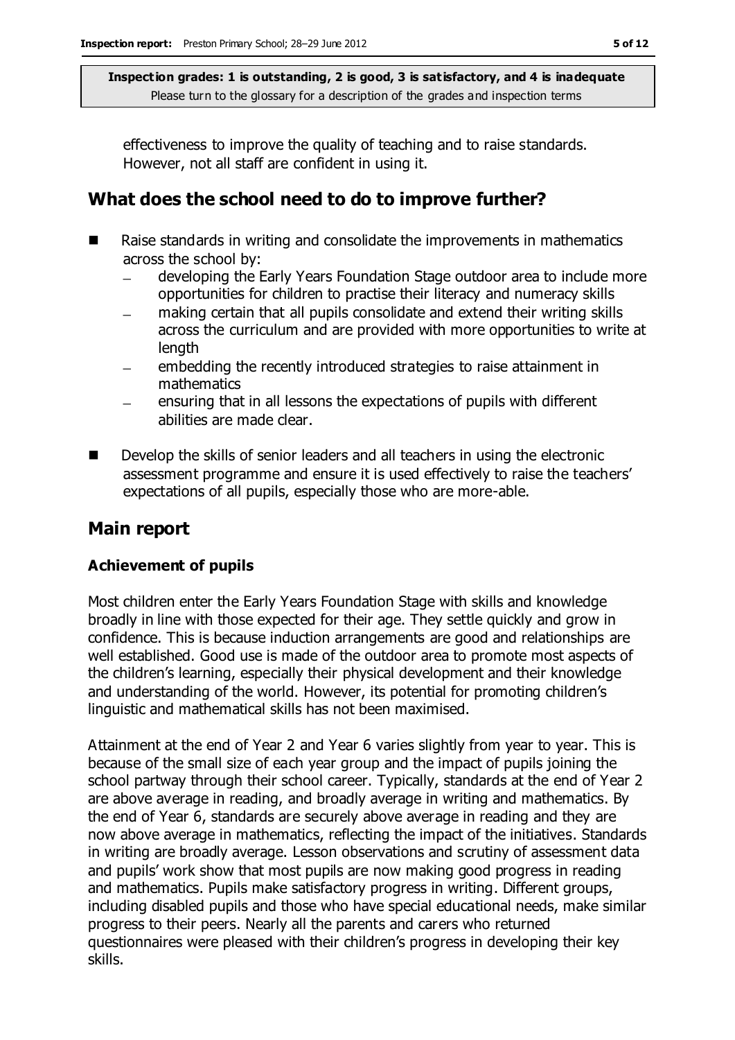effectiveness to improve the quality of teaching and to raise standards. However, not all staff are confident in using it.

## What does the school need to do to improve further?

- Raise standards in writing and consolidate the improvements in mathematics across the school by:
  - developing the Early Years Foundation Stage outdoor area to include more opportunities for children to practise their literacy and numeracy skills
  - making certain that all pupils consolidate and extend their writing skills across the curriculum and are provided with more opportunities to write at length
  - embedding the recently introduced strategies to raise attainment in mathematics
  - ensuring that in all lessons the expectations of pupils with different abilities are made clear.
- Develop the skills of senior leaders and all teachers in using the electronic assessment programme and ensure it is used effectively to raise the teachers' expectations of all pupils, especially those who are more-able.

## Main report

### Achievement of pupils

Most children enter the Early Years Foundation Stage with skills and knowledge broadly in line with those expected for their age. They settle quickly and grow in confidence. This is because induction arrangements are good and relationships are well established. Good use is made of the outdoor area to promote most aspects of the children's learning, especially their physical development and their knowledge and understanding of the world. However, its potential for promoting children's linguistic and mathematical skills has not been maximised.

Attainment at the end of Year 2 and Year 6 varies slightly from year to year. This is because of the small size of each year group and the impact of pupils joining the school partway through their school career. Typically, standards at the end of Year 2 are above average in reading, and broadly average in writing and mathematics. By the end of Year 6, standards are securely above average in reading and they are now above average in mathematics, reflecting the impact of the initiatives. Standards in writing are broadly average. Lesson observations and scrutiny of assessment data and pupils' work show that most pupils are now making good progress in reading and mathematics. Pupils make satisfactory progress in writing. Different groups, including disabled pupils and those who have special educational needs, make similar progress to their peers. Nearly all the parents and carers who returned questionnaires were pleased with their children's progress in developing their key skills.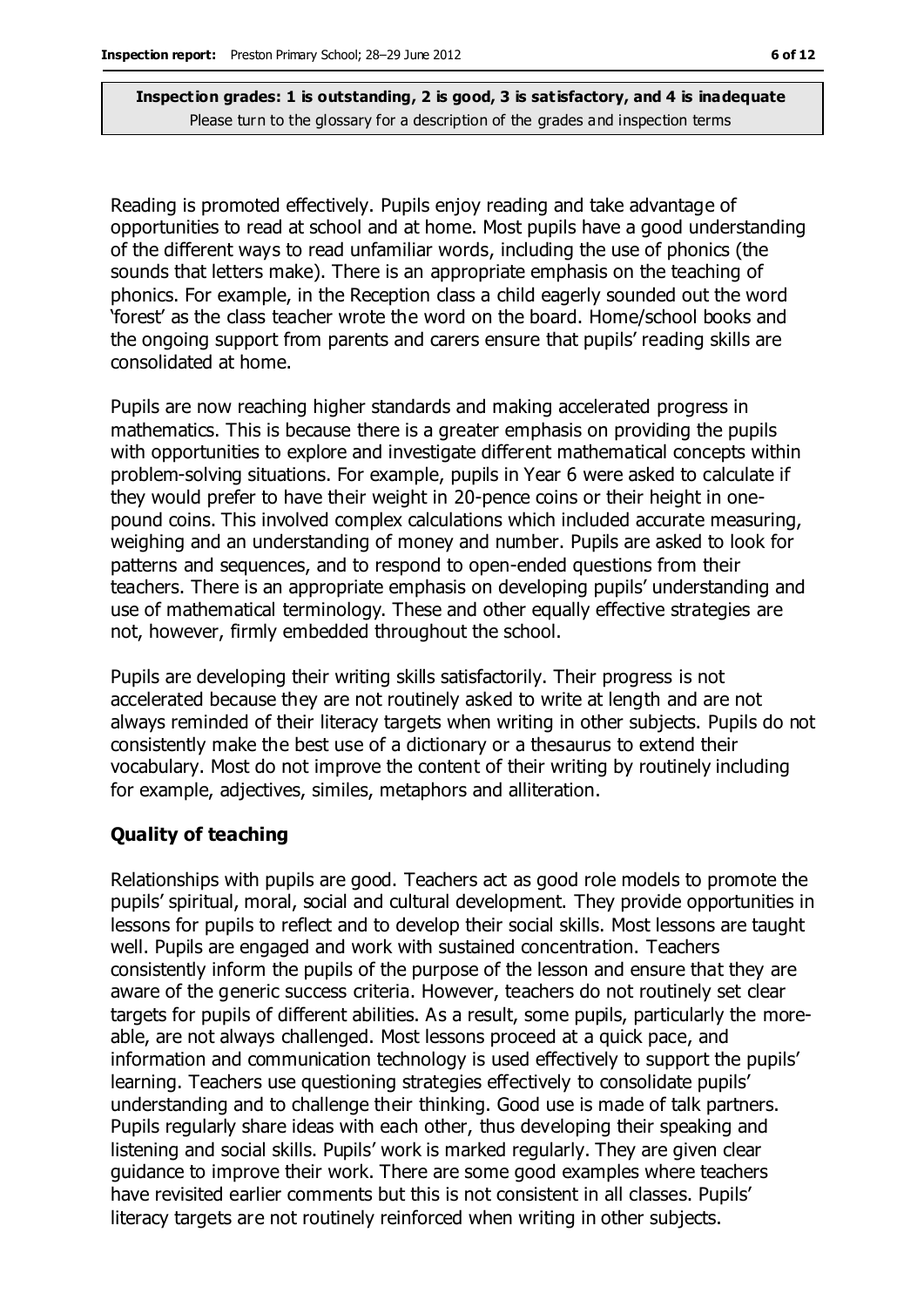Reading is promoted effectively. Pupils enjoy reading and take advantage of opportunities to read at school and at home. Most pupils have a good understanding of the different ways to read unfamiliar words, including the use of phonics (the sounds that letters make). There is an appropriate emphasis on the teaching of phonics. For example, in the Reception class a child eagerly sounded out the word 'forest' as the class teacher wrote the word on the board. Home/school books and the ongoing support from parents and carers ensure that pupils' reading skills are consolidated at home.

Pupils are now reaching higher standards and making accelerated progress in mathematics. This is because there is a greater emphasis on providing the pupils with opportunities to explore and investigate different mathematical concepts within problem-solving situations. For example, pupils in Year 6 were asked to calculate if they would prefer to have their weight in 20-pence coins or their height in one-pound coins. This involved complex calculations which included accurate measuring, weighing and an understanding of money and number. Pupils are asked to look for patterns and sequences, and to respond to open-ended questions from their teachers. There is an appropriate emphasis on developing pupils' understanding and use of mathematical terminology. These and other equally effective strategies are not, however, firmly embedded throughout the school.

Pupils are developing their writing skills satisfactorily. Their progress is not accelerated because they are not routinely asked to write at length and are not always reminded of their literacy targets when writing in other subjects. Pupils do not consistently make the best use of a dictionary or a thesaurus to extend their vocabulary. Most do not improve the content of their writing by routinely including for example, adjectives, similes, metaphors and alliteration.

### Quality of teaching

Relationships with pupils are good. Teachers act as good role models to promote the pupils' spiritual, moral, social and cultural development. They provide opportunities in lessons for pupils to reflect and to develop their social skills. Most lessons are taught well. Pupils are engaged and work with sustained concentration. Teachers consistently inform the pupils of the purpose of the lesson and ensure that they are aware of the generic success criteria. However, teachers do not routinely set clear targets for pupils of different abilities. As a result, some pupils, particularly the more-able, are not always challenged. Most lessons proceed at a quick pace, and information and communication technology is used effectively to support the pupils' learning. Teachers use questioning strategies effectively to consolidate pupils' understanding and to challenge their thinking. Good use is made of talk partners. Pupils regularly share ideas with each other, thus developing their speaking and listening and social skills. Pupils' work is marked regularly. They are given clear guidance to improve their work. There are some good examples where teachers have revisited earlier comments but this is not consistent in all classes. Pupils' literacy targets are not routinely reinforced when writing in other subjects.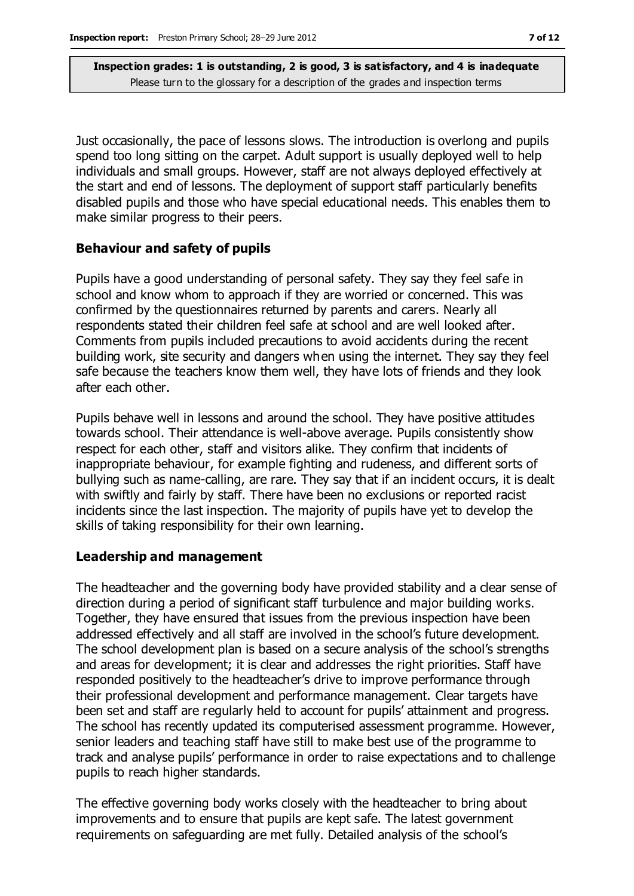Just occasionally, the pace of lessons slows. The introduction is overlong and pupils spend too long sitting on the carpet. Adult support is usually deployed well to help individuals and small groups. However, staff are not always deployed effectively at the start and end of lessons. The deployment of support staff particularly benefits disabled pupils and those who have special educational needs. This enables them to make similar progress to their peers.

### Behaviour and safety of pupils

Pupils have a good understanding of personal safety. They say they feel safe in school and know whom to approach if they are worried or concerned. This was confirmed by the questionnaires returned by parents and carers. Nearly all respondents stated their children feel safe at school and are well looked after. Comments from pupils included precautions to avoid accidents during the recent building work, site security and dangers when using the internet. They say they feel safe because the teachers know them well, they have lots of friends and they look after each other.

Pupils behave well in lessons and around the school. They have positive attitudes towards school. Their attendance is well-above average. Pupils consistently show respect for each other, staff and visitors alike. They confirm that incidents of inappropriate behaviour, for example fighting and rudeness, and different sorts of bullying such as name-calling, are rare. They say that if an incident occurs, it is dealt with swiftly and fairly by staff. There have been no exclusions or reported racist incidents since the last inspection. The majority of pupils have yet to develop the skills of taking responsibility for their own learning.

### Leadership and management

The headteacher and the governing body have provided stability and a clear sense of direction during a period of significant staff turbulence and major building works. Together, they have ensured that issues from the previous inspection have been addressed effectively and all staff are involved in the school's future development. The school development plan is based on a secure analysis of the school's strengths and areas for development; it is clear and addresses the right priorities. Staff have responded positively to the headteacher's drive to improve performance through their professional development and performance management. Clear targets have been set and staff are regularly held to account for pupils' attainment and progress. The school has recently updated its computerised assessment programme. However, senior leaders and teaching staff have still to make best use of the programme to track and analyse pupils' performance in order to raise expectations and to challenge pupils to reach higher standards.

The effective governing body works closely with the headteacher to bring about improvements and to ensure that pupils are kept safe. The latest government requirements on safeguarding are met fully. Detailed analysis of the school's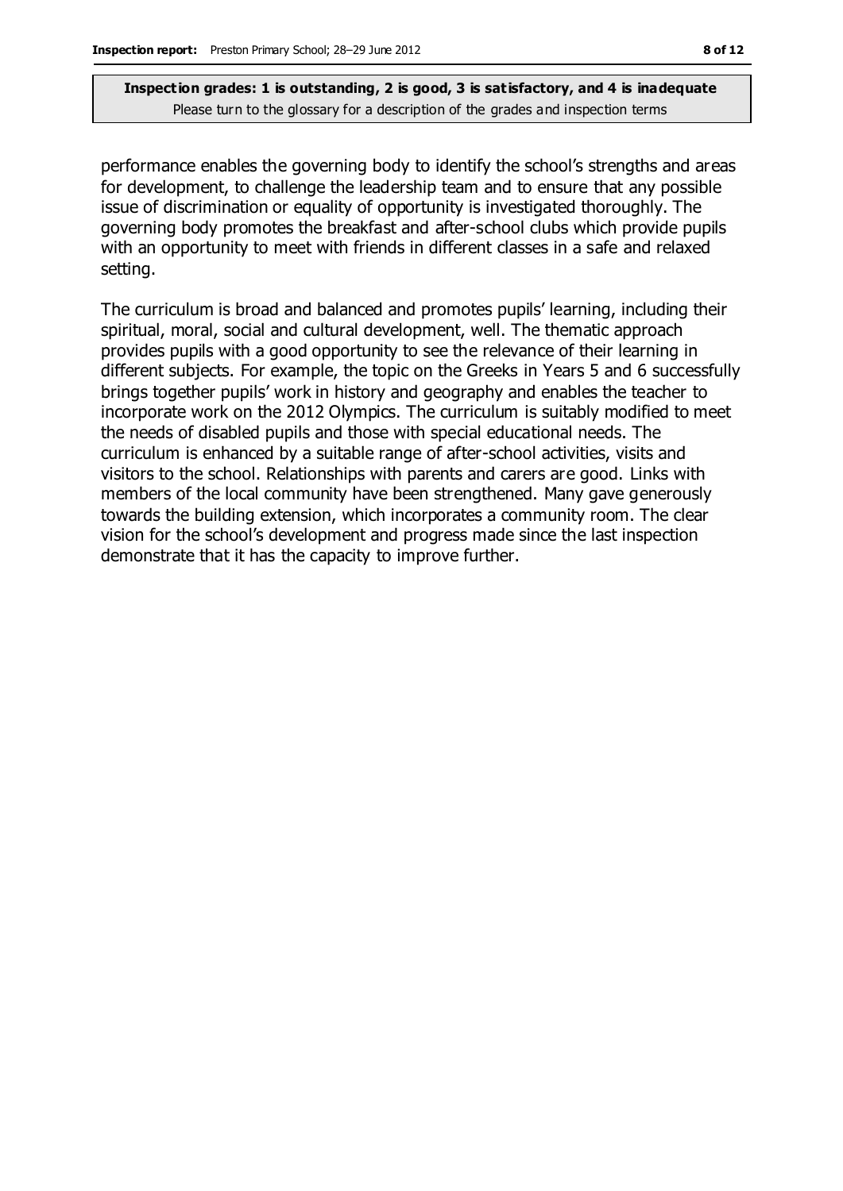performance enables the governing body to identify the school's strengths and areas for development, to challenge the leadership team and to ensure that any possible issue of discrimination or equality of opportunity is investigated thoroughly. The governing body promotes the breakfast and after-school clubs which provide pupils with an opportunity to meet with friends in different classes in a safe and relaxed setting.

The curriculum is broad and balanced and promotes pupils' learning, including their spiritual, moral, social and cultural development, well. The thematic approach provides pupils with a good opportunity to see the relevance of their learning in different subjects. For example, the topic on the Greeks in Years 5 and 6 successfully brings together pupils' work in history and geography and enables the teacher to incorporate work on the 2012 Olympics. The curriculum is suitably modified to meet the needs of disabled pupils and those with special educational needs. The curriculum is enhanced by a suitable range of after-school activities, visits and visitors to the school. Relationships with parents and carers are good. Links with members of the local community have been strengthened. Many gave generously towards the building extension, which incorporates a community room. The clear vision for the school's development and progress made since the last inspection demonstrate that it has the capacity to improve further.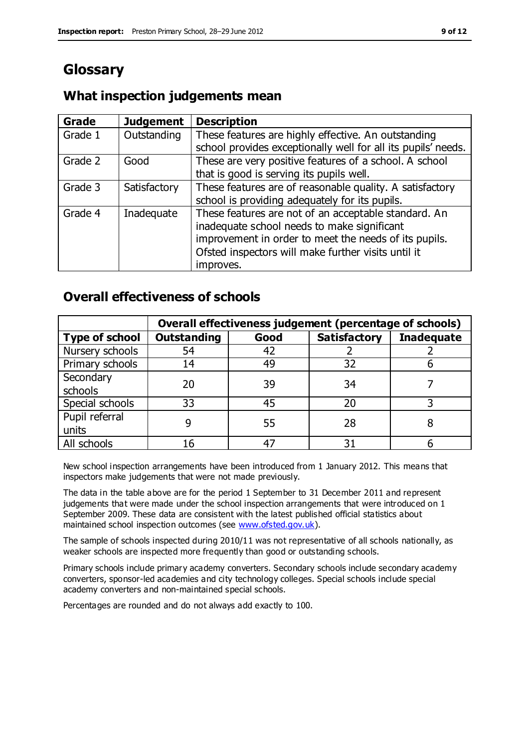# Glossary

## What inspection judgements mean

| Grade | Judgement | Description |
|---|---|---|
| Grade 1 | Outstanding | These features are highly effective. An outstanding school provides exceptionally well for all its pupils' needs. |
| Grade 2 | Good | These are very positive features of a school. A school that is good is serving its pupils well. |
| Grade 3 | Satisfactory | These features are of reasonable quality. A satisfactory school is providing adequately for its pupils. |
| Grade 4 | Inadequate | These features are not of an acceptable standard. An inadequate school needs to make significant improvement in order to meet the needs of its pupils. Ofsted inspectors will make further visits until it improves. |

## Overall effectiveness of schools

| | Overall effectiveness judgement (percentage of schools) | | | |
|---|---|---|---|---|
| **Type of school** | **Outstanding** | **Good** | **Satisfactory** | **Inadequate** |
| Nursery schools | 54 | 42 | 2 | 2 |
| Primary schools | 14 | 49 | 32 | 6 |
| Secondary schools | 20 | 39 | 34 | 7 |
| Special schools | 33 | 45 | 20 | 3 |
| Pupil referral units | 9 | 55 | 28 | 8 |
| All schools | 16 | 47 | 31 | 6 |

New school inspection arrangements have been introduced from 1 January 2012. This means that inspectors make judgements that were not made previously.

The data in the table above are for the period 1 September to 31 December 2011 and represent judgements that were made under the school inspection arrangements that were introduced on 1 September 2009. These data are consistent with the latest published official statistics about maintained school inspection outcomes (see www.ofsted.gov.uk).

The sample of schools inspected during 2010/11 was not representative of all schools nationally, as weaker schools are inspected more frequently than good or outstanding schools.

Primary schools include primary academy converters. Secondary schools include secondary academy converters, sponsor-led academies and city technology colleges. Special schools include special academy converters and non-maintained special schools.

Percentages are rounded and do not always add exactly to 100.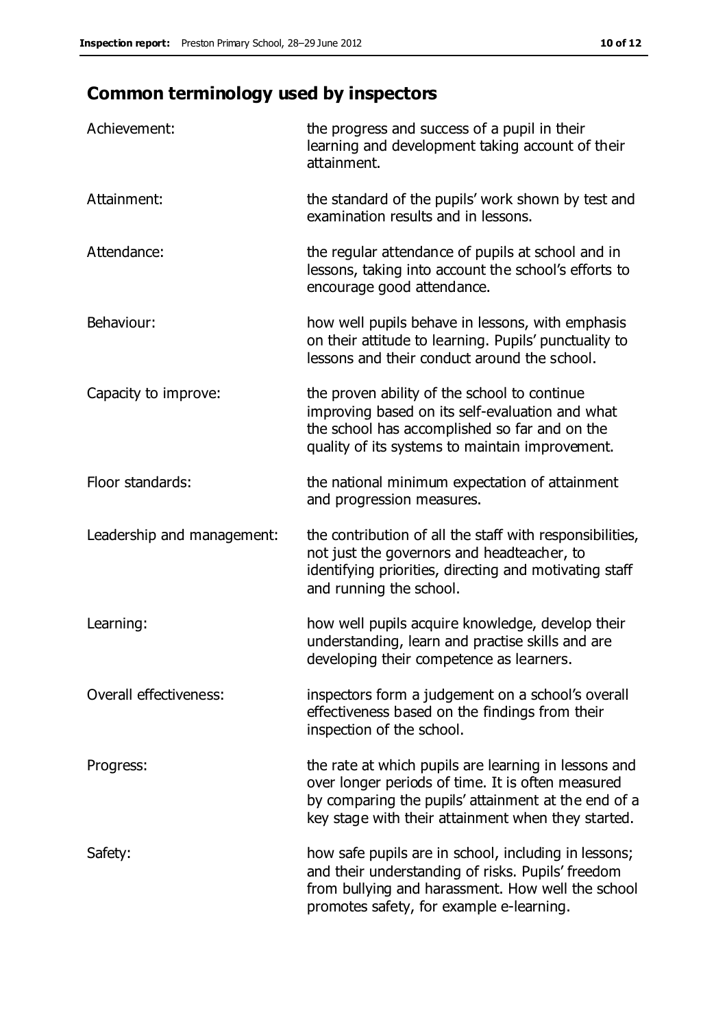## Common terminology used by inspectors

| | |
|---|---|
| Achievement: | the progress and success of a pupil in their learning and development taking account of their attainment. |
| Attainment: | the standard of the pupils' work shown by test and examination results and in lessons. |
| Attendance: | the regular attendance of pupils at school and in lessons, taking into account the school's efforts to encourage good attendance. |
| Behaviour: | how well pupils behave in lessons, with emphasis on their attitude to learning. Pupils' punctuality to lessons and their conduct around the school. |
| Capacity to improve: | the proven ability of the school to continue improving based on its self-evaluation and what the school has accomplished so far and on the quality of its systems to maintain improvement. |
| Floor standards: | the national minimum expectation of attainment and progression measures. |
| Leadership and management: | the contribution of all the staff with responsibilities, not just the governors and headteacher, to identifying priorities, directing and motivating staff and running the school. |
| Learning: | how well pupils acquire knowledge, develop their understanding, learn and practise skills and are developing their competence as learners. |
| Overall effectiveness: | inspectors form a judgement on a school's overall effectiveness based on the findings from their inspection of the school. |
| Progress: | the rate at which pupils are learning in lessons and over longer periods of time. It is often measured by comparing the pupils' attainment at the end of a key stage with their attainment when they started. |
| Safety: | how safe pupils are in school, including in lessons; and their understanding of risks. Pupils' freedom from bullying and harassment. How well the school promotes safety, for example e-learning. |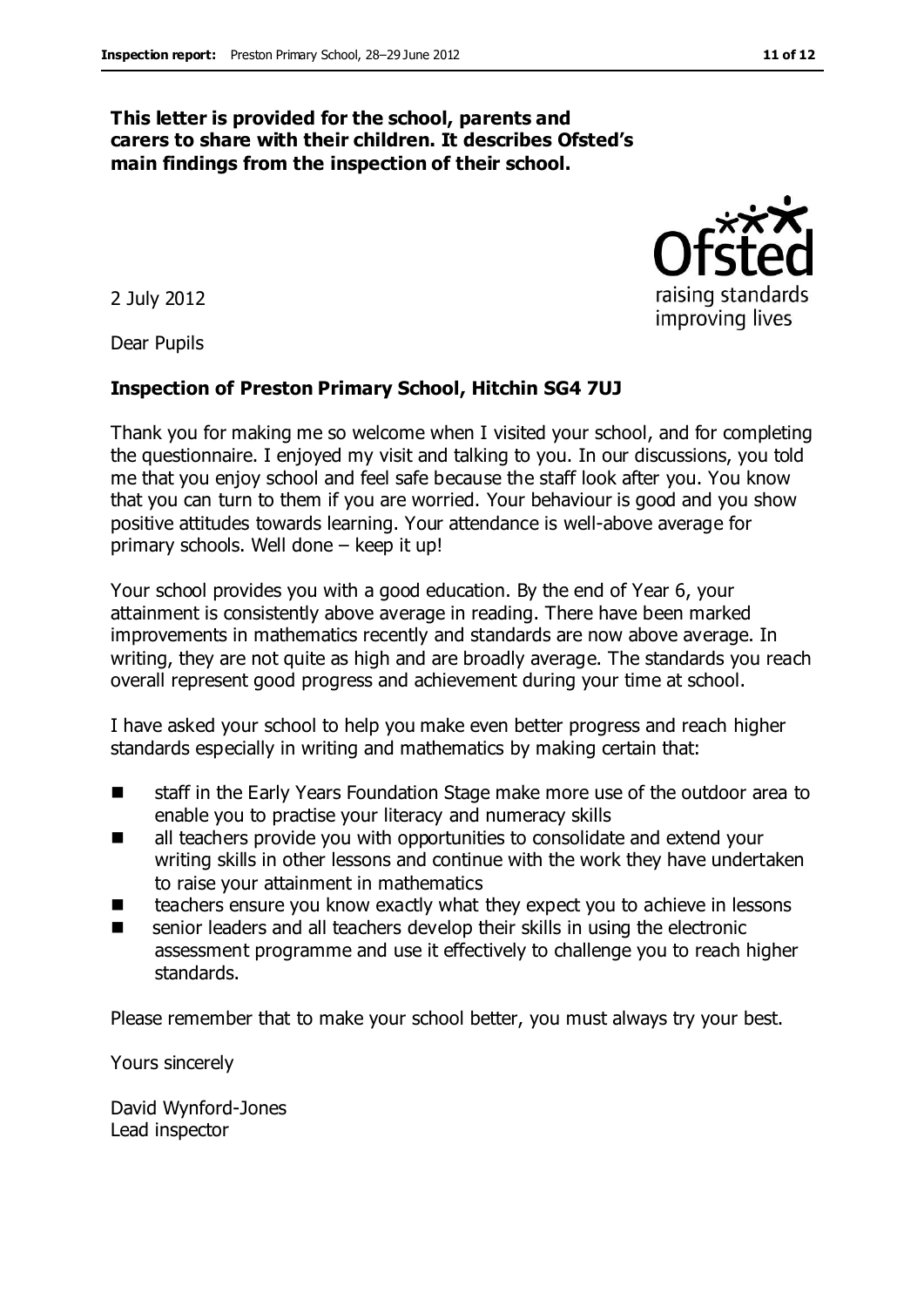**This letter is provided for the school, parents and carers to share with their children. It describes Ofsted's main findings from the inspection of their school.**

2 July 2012

Dear Pupils

**Inspection of Preston Primary School, Hitchin SG4 7UJ**

Thank you for making me so welcome when I visited your school, and for completing the questionnaire. I enjoyed my visit and talking to you. In our discussions, you told me that you enjoy school and feel safe because the staff look after you. You know that you can turn to them if you are worried. Your behaviour is good and you show positive attitudes towards learning. Your attendance is well-above average for primary schools. Well done – keep it up!

Your school provides you with a good education. By the end of Year 6, your attainment is consistently above average in reading. There have been marked improvements in mathematics recently and standards are now above average. In writing, they are not quite as high and are broadly average. The standards you reach overall represent good progress and achievement during your time at school.

I have asked your school to help you make even better progress and reach higher standards especially in writing and mathematics by making certain that:

- staff in the Early Years Foundation Stage make more use of the outdoor area to enable you to practise your literacy and numeracy skills
- all teachers provide you with opportunities to consolidate and extend your writing skills in other lessons and continue with the work they have undertaken to raise your attainment in mathematics
- teachers ensure you know exactly what they expect you to achieve in lessons
- senior leaders and all teachers develop their skills in using the electronic assessment programme and use it effectively to challenge you to reach higher standards.

Please remember that to make your school better, you must always try your best.

Yours sincerely

David Wynford-Jones
Lead inspector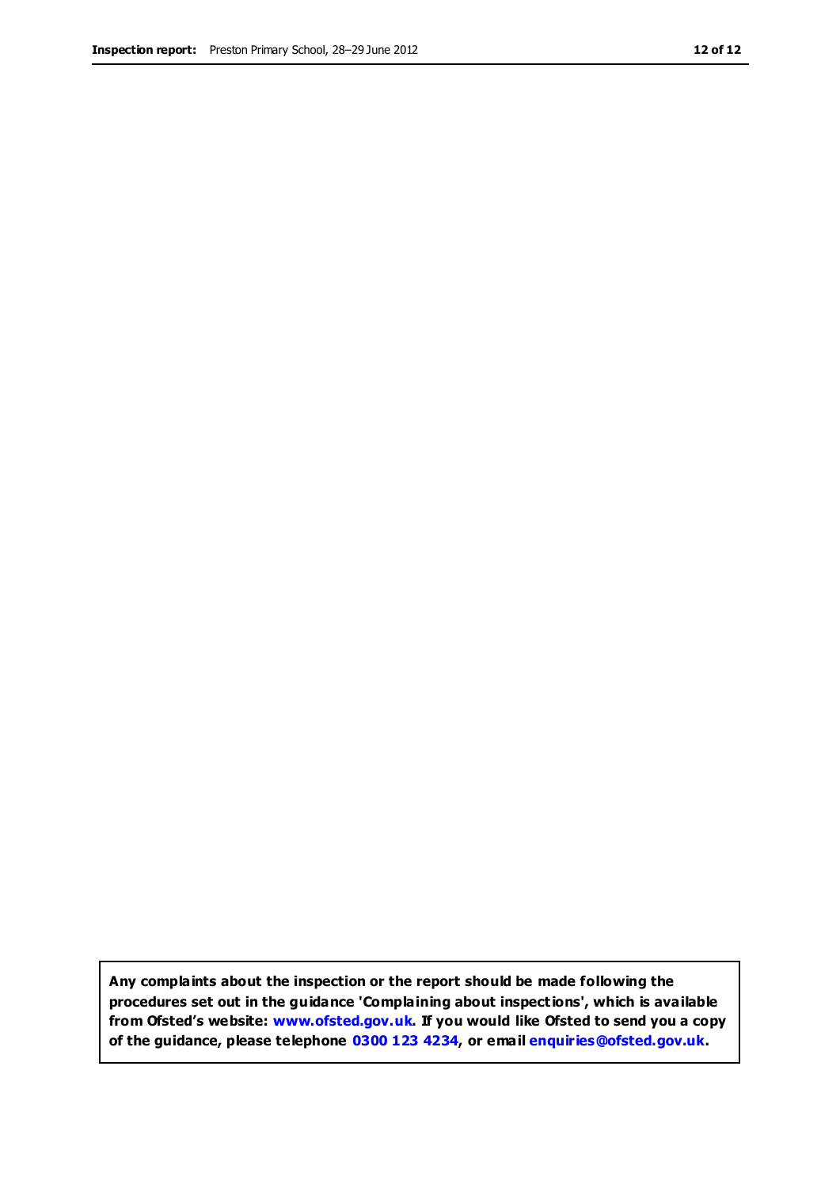**Any complaints about the inspection or the report should be made following the procedures set out in the guidance 'Complaining about inspections', which is available from Ofsted's website: www.ofsted.gov.uk. If you would like Ofsted to send you a copy of the guidance, please telephone 0300 123 4234, or email enquiries@ofsted.gov.uk.**